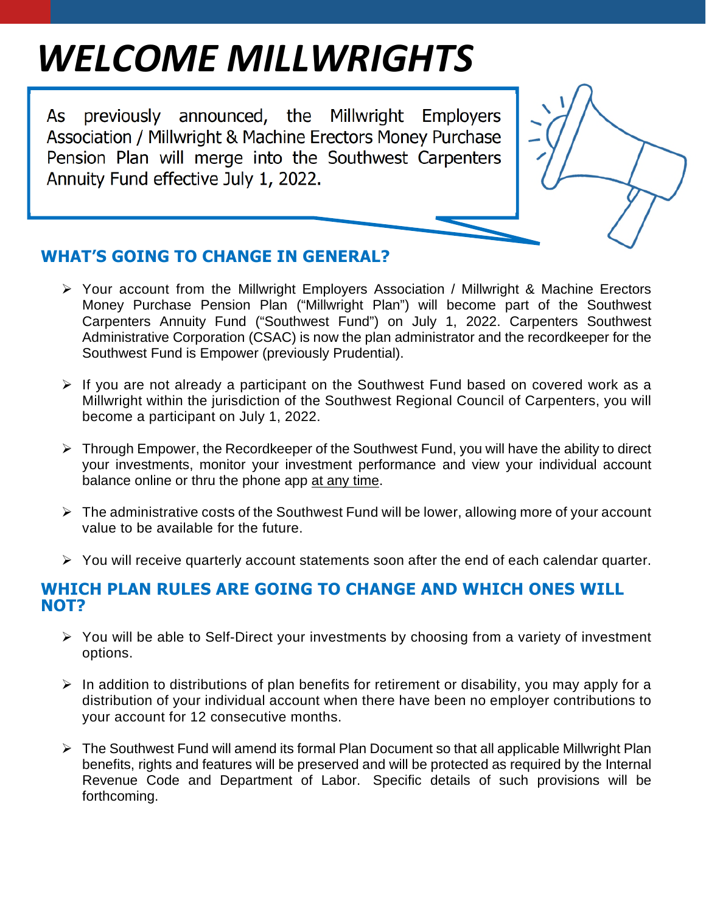# *WELCOME MILLWRIGHTS*

As previously announced, the Millwright Employers Association / Millwright & Machine Erectors Money Purchase Pension Plan will merge into the Southwest Carpenters Annuity Fund effective July 1, 2022.

## WHAT'S GOING TO CHANGE IN GENERAL?

- Your account from the Millwright Employers Association / Millwright & Machine Erectors Money Purchase Pension Plan ("Millwright Plan") will become part of the Southwest Carpenters Annuity Fund ("Southwest Fund") on July 1, 2022. Carpenters Southwest Administrative Corporation (CSAC) is now the plan administrator and the recordkeeper for the Southwest Fund is Empower (previously Prudential).

- If you are not already a participant on the Southwest Fund based on covered work as a Millwright within the jurisdiction of the Southwest Regional Council of Carpenters, you will become a participant on July 1, 2022.

- Through Empower, the Recordkeeper of the Southwest Fund, you will have the ability to direct your investments, monitor your investment performance and view your individual account balance online or thru the phone app <u>at any time</u>.

- The administrative costs of the Southwest Fund will be lower, allowing more of your account value to be available for the future.

- You will receive quarterly account statements soon after the end of each calendar quarter.

## WHICH PLAN RULES ARE GOING TO CHANGE AND WHICH ONES WILL NOT?

- You will be able to Self-Direct your investments by choosing from a variety of investment options.

- In addition to distributions of plan benefits for retirement or disability, you may apply for a distribution of your individual account when there have been no employer contributions to your account for 12 consecutive months.

- The Southwest Fund will amend its formal Plan Document so that all applicable Millwright Plan benefits, rights and features will be preserved and will be protected as required by the Internal Revenue Code and Department of Labor. Specific details of such provisions will be forthcoming.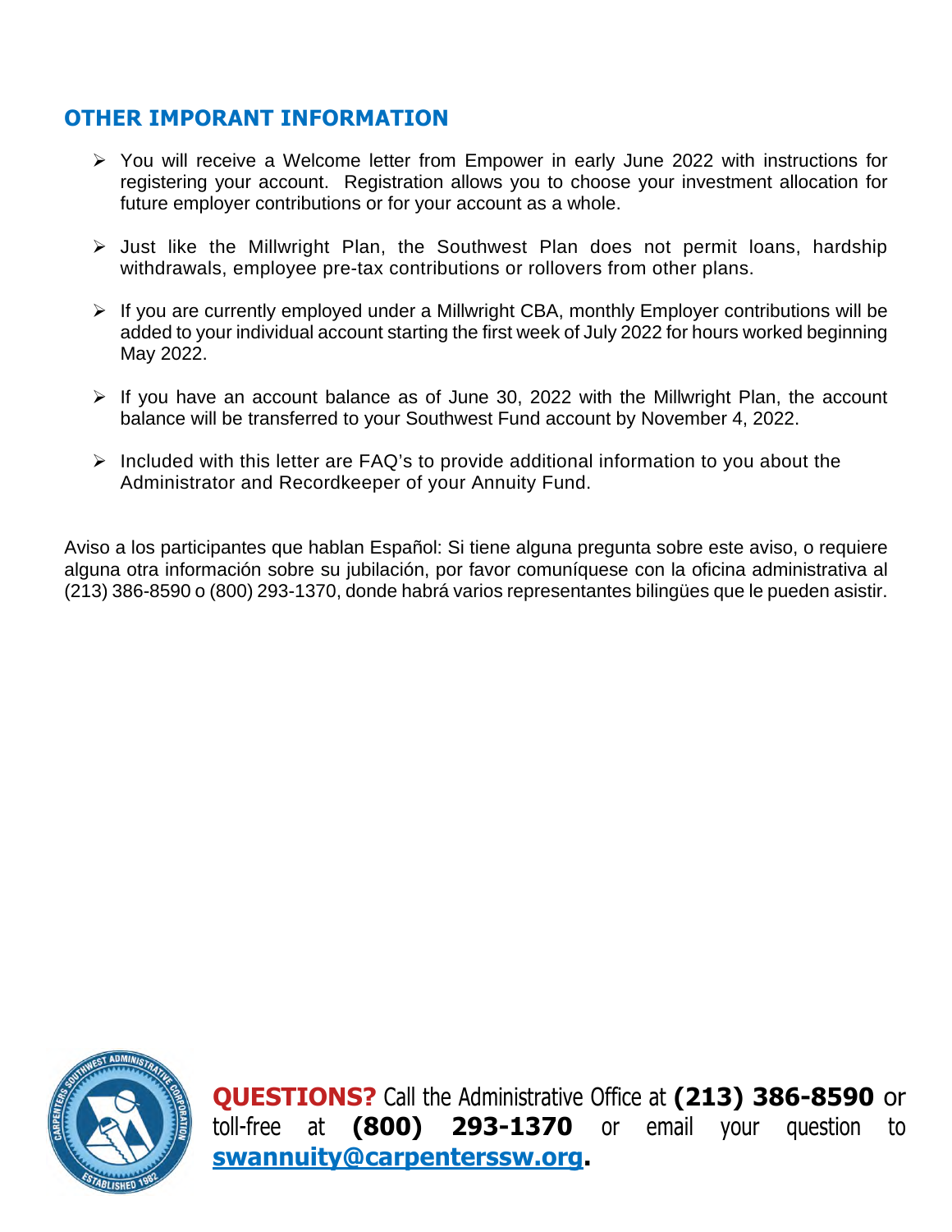## OTHER IMPORANT INFORMATION

- You will receive a Welcome letter from Empower in early June 2022 with instructions for registering your account. Registration allows you to choose your investment allocation for future employer contributions or for your account as a whole.
- Just like the Millwright Plan, the Southwest Plan does not permit loans, hardship withdrawals, employee pre-tax contributions or rollovers from other plans.
- If you are currently employed under a Millwright CBA, monthly Employer contributions will be added to your individual account starting the first week of July 2022 for hours worked beginning May 2022.
- If you have an account balance as of June 30, 2022 with the Millwright Plan, the account balance will be transferred to your Southwest Fund account by November 4, 2022.
- Included with this letter are FAQ's to provide additional information to you about the Administrator and Recordkeeper of your Annuity Fund.

Aviso a los participantes que hablan Español: Si tiene alguna pregunta sobre este aviso, o requiere alguna otra información sobre su jubilación, por favor comuníquese con la oficina administrativa al (213) 386-8590 o (800) 293-1370, donde habrá varios representantes bilingües que le pueden asistir.

**QUESTIONS?** Call the Administrative Office at **(213) 386-8590** or toll-free at **(800) 293-1370** or email your question to **swannuity@carpenterssw.org**.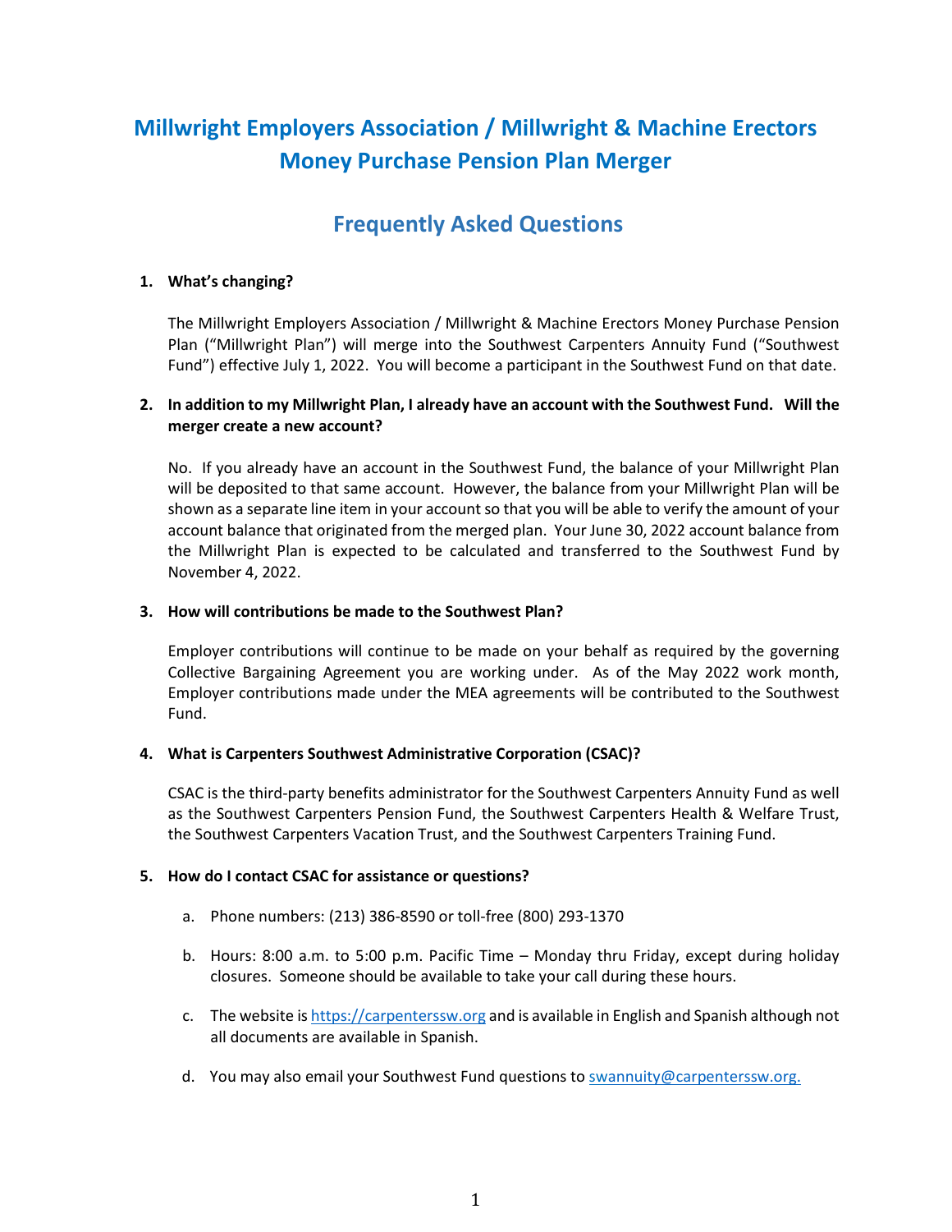# Millwright Employers Association / Millwright & Machine Erectors Money Purchase Pension Plan Merger

## Frequently Asked Questions

1. **What's changing?**

   The Millwright Employers Association / Millwright & Machine Erectors Money Purchase Pension Plan ("Millwright Plan") will merge into the Southwest Carpenters Annuity Fund ("Southwest Fund") effective July 1, 2022. You will become a participant in the Southwest Fund on that date.

2. **In addition to my Millwright Plan, I already have an account with the Southwest Fund. Will the merger create a new account?**

   No. If you already have an account in the Southwest Fund, the balance of your Millwright Plan will be deposited to that same account. However, the balance from your Millwright Plan will be shown as a separate line item in your account so that you will be able to verify the amount of your account balance that originated from the merged plan. Your June 30, 2022 account balance from the Millwright Plan is expected to be calculated and transferred to the Southwest Fund by November 4, 2022.

3. **How will contributions be made to the Southwest Plan?**

   Employer contributions will continue to be made on your behalf as required by the governing Collective Bargaining Agreement you are working under. As of the May 2022 work month, Employer contributions made under the MEA agreements will be contributed to the Southwest Fund.

4. **What is Carpenters Southwest Administrative Corporation (CSAC)?**

   CSAC is the third-party benefits administrator for the Southwest Carpenters Annuity Fund as well as the Southwest Carpenters Pension Fund, the Southwest Carpenters Health & Welfare Trust, the Southwest Carpenters Vacation Trust, and the Southwest Carpenters Training Fund.

5. **How do I contact CSAC for assistance or questions?**

   a. Phone numbers: (213) 386-8590 or toll-free (800) 293-1370

   b. Hours: 8:00 a.m. to 5:00 p.m. Pacific Time – Monday thru Friday, except during holiday closures. Someone should be available to take your call during these hours.

   c. The website is https://carpenterssw.org and is available in English and Spanish although not all documents are available in Spanish.

   d. You may also email your Southwest Fund questions to swannuity@carpenterssw.org.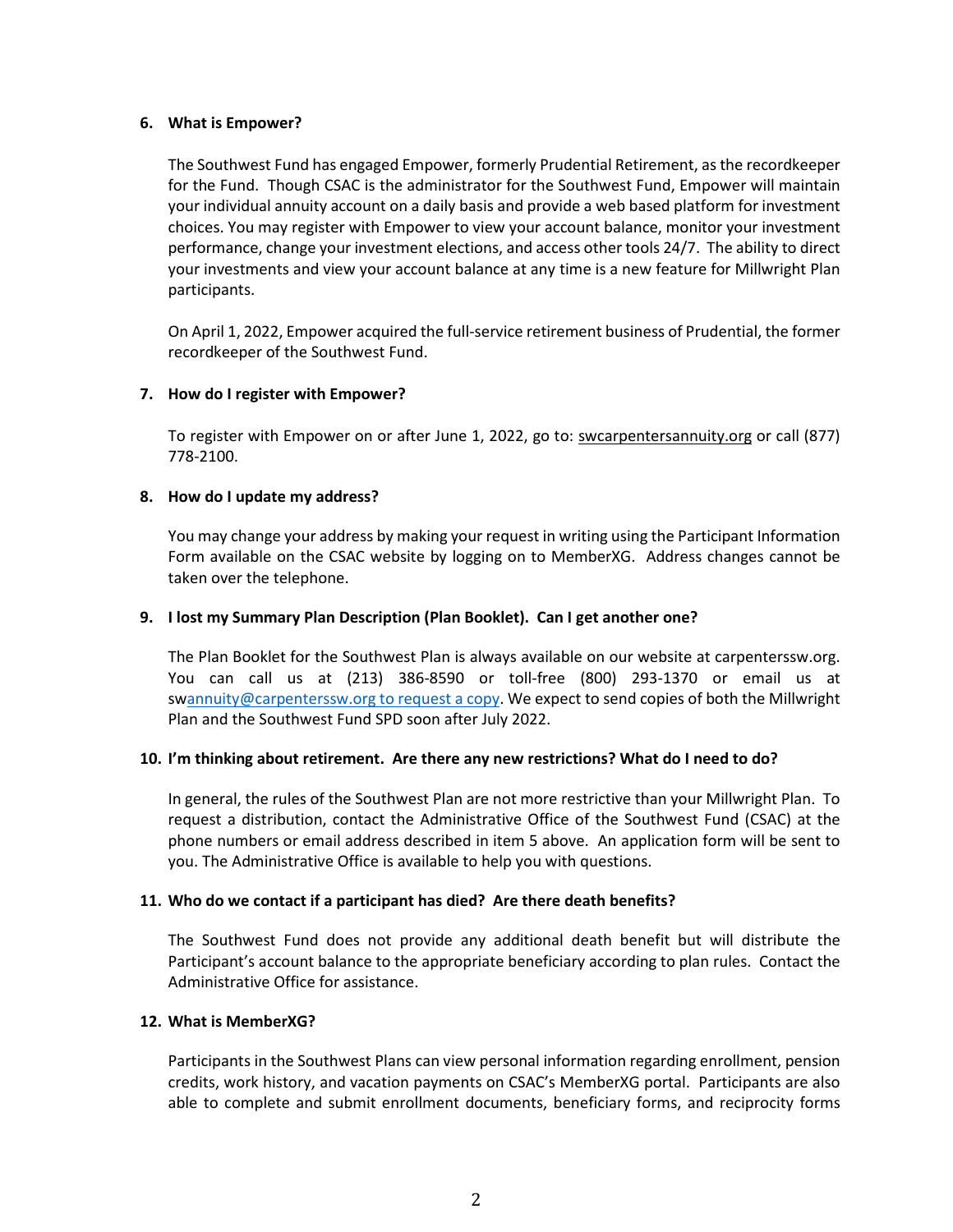**6. What is Empower?**

The Southwest Fund has engaged Empower, formerly Prudential Retirement, as the recordkeeper for the Fund. Though CSAC is the administrator for the Southwest Fund, Empower will maintain your individual annuity account on a daily basis and provide a web based platform for investment choices. You may register with Empower to view your account balance, monitor your investment performance, change your investment elections, and access other tools 24/7. The ability to direct your investments and view your account balance at any time is a new feature for Millwright Plan participants.

On April 1, 2022, Empower acquired the full-service retirement business of Prudential, the former recordkeeper of the Southwest Fund.

**7. How do I register with Empower?**

To register with Empower on or after June 1, 2022, go to: swcarpentersannuity.org or call (877) 778-2100.

**8. How do I update my address?**

You may change your address by making your request in writing using the Participant Information Form available on the CSAC website by logging on to MemberXG. Address changes cannot be taken over the telephone.

**9. I lost my Summary Plan Description (Plan Booklet). Can I get another one?**

The Plan Booklet for the Southwest Plan is always available on our website at carpenterssw.org. You can call us at (213) 386-8590 or toll-free (800) 293-1370 or email us at swannuity@carpenterssw.org to request a copy. We expect to send copies of both the Millwright Plan and the Southwest Fund SPD soon after July 2022.

**10. I'm thinking about retirement. Are there any new restrictions? What do I need to do?**

In general, the rules of the Southwest Plan are not more restrictive than your Millwright Plan. To request a distribution, contact the Administrative Office of the Southwest Fund (CSAC) at the phone numbers or email address described in item 5 above. An application form will be sent to you. The Administrative Office is available to help you with questions.

**11. Who do we contact if a participant has died? Are there death benefits?**

The Southwest Fund does not provide any additional death benefit but will distribute the Participant's account balance to the appropriate beneficiary according to plan rules. Contact the Administrative Office for assistance.

**12. What is MemberXG?**

Participants in the Southwest Plans can view personal information regarding enrollment, pension credits, work history, and vacation payments on CSAC's MemberXG portal. Participants are also able to complete and submit enrollment documents, beneficiary forms, and reciprocity forms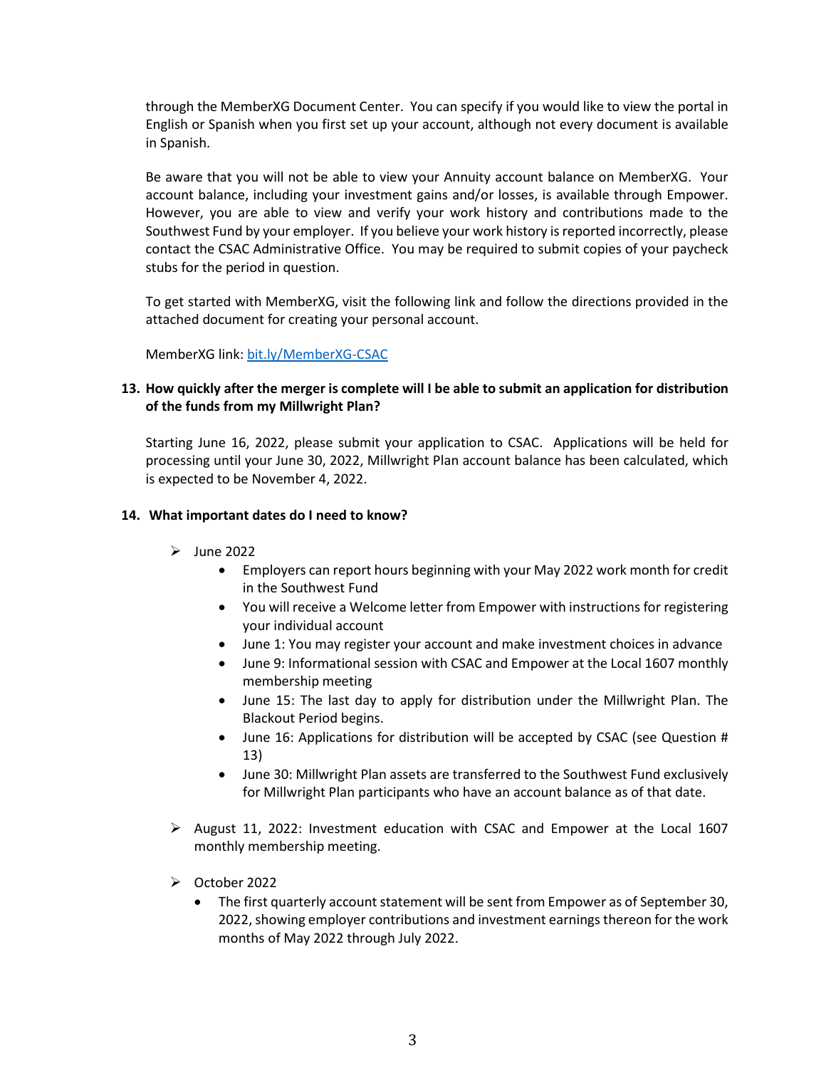through the MemberXG Document Center. You can specify if you would like to view the portal in English or Spanish when you first set up your account, although not every document is available in Spanish.

Be aware that you will not be able to view your Annuity account balance on MemberXG. Your account balance, including your investment gains and/or losses, is available through Empower. However, you are able to view and verify your work history and contributions made to the Southwest Fund by your employer. If you believe your work history is reported incorrectly, please contact the CSAC Administrative Office. You may be required to submit copies of your paycheck stubs for the period in question.

To get started with MemberXG, visit the following link and follow the directions provided in the attached document for creating your personal account.

MemberXG link: [bit.ly/MemberXG-CSAC](https://bit.ly/MemberXG-CSAC)

**13. How quickly after the merger is complete will I be able to submit an application for distribution of the funds from my Millwright Plan?**

Starting June 16, 2022, please submit your application to CSAC. Applications will be held for processing until your June 30, 2022, Millwright Plan account balance has been calculated, which is expected to be November 4, 2022.

**14. What important dates do I need to know?**

- June 2022
  - Employers can report hours beginning with your May 2022 work month for credit in the Southwest Fund
  - You will receive a Welcome letter from Empower with instructions for registering your individual account
  - June 1: You may register your account and make investment choices in advance
  - June 9: Informational session with CSAC and Empower at the Local 1607 monthly membership meeting
  - June 15: The last day to apply for distribution under the Millwright Plan. The Blackout Period begins.
  - June 16: Applications for distribution will be accepted by CSAC (see Question # 13)
  - June 30: Millwright Plan assets are transferred to the Southwest Fund exclusively for Millwright Plan participants who have an account balance as of that date.
- August 11, 2022: Investment education with CSAC and Empower at the Local 1607 monthly membership meeting.
- October 2022
  - The first quarterly account statement will be sent from Empower as of September 30, 2022, showing employer contributions and investment earnings thereon for the work months of May 2022 through July 2022.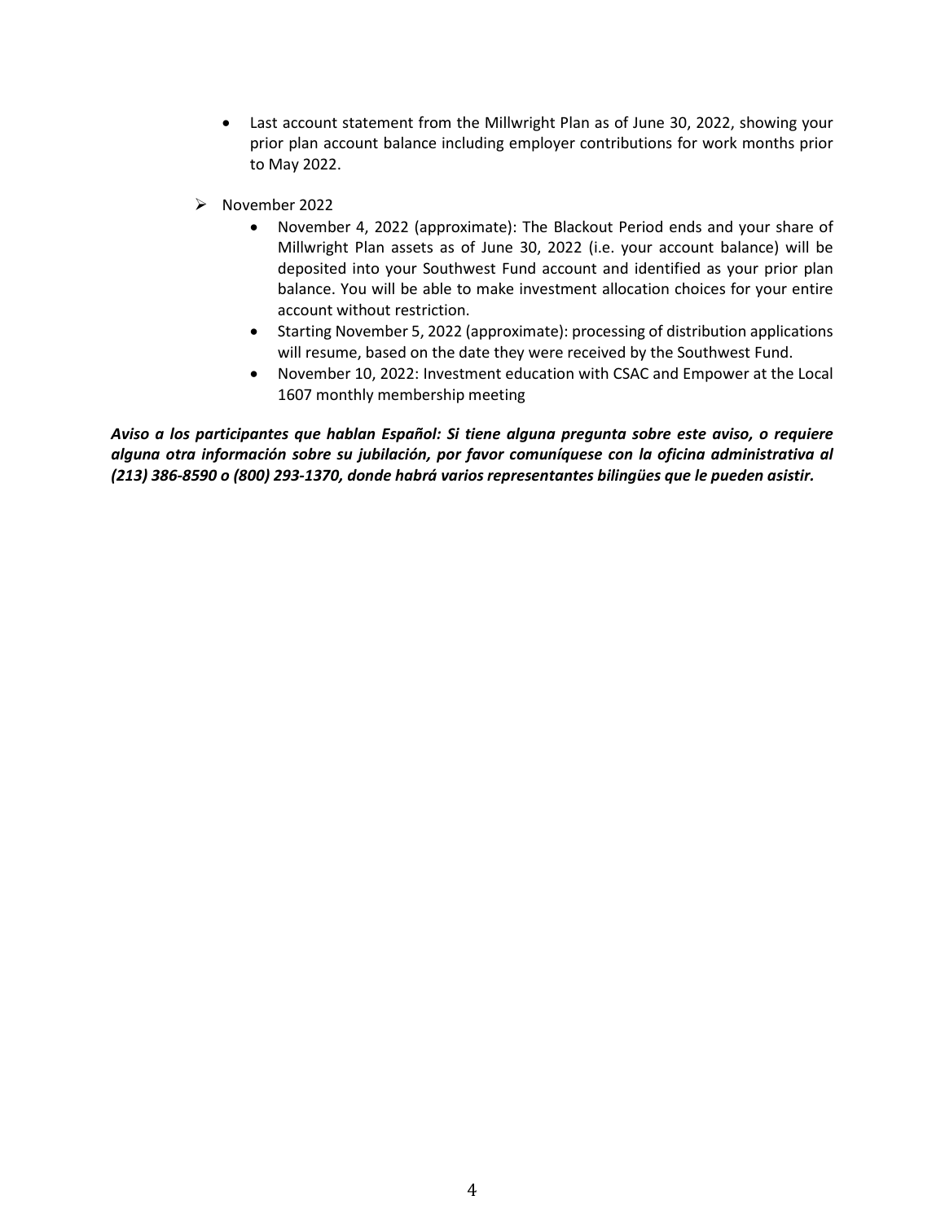- Last account statement from the Millwright Plan as of June 30, 2022, showing your prior plan account balance including employer contributions for work months prior to May 2022.

- November 2022
  - November 4, 2022 (approximate): The Blackout Period ends and your share of Millwright Plan assets as of June 30, 2022 (i.e. your account balance) will be deposited into your Southwest Fund account and identified as your prior plan balance. You will be able to make investment allocation choices for your entire account without restriction.
  - Starting November 5, 2022 (approximate): processing of distribution applications will resume, based on the date they were received by the Southwest Fund.
  - November 10, 2022: Investment education with CSAC and Empower at the Local 1607 monthly membership meeting

***Aviso a los participantes que hablan Español: Si tiene alguna pregunta sobre este aviso, o requiere alguna otra información sobre su jubilación, por favor comuníquese con la oficina administrativa al (213) 386-8590 o (800) 293-1370, donde habrá varios representantes bilingües que le pueden asistir.***